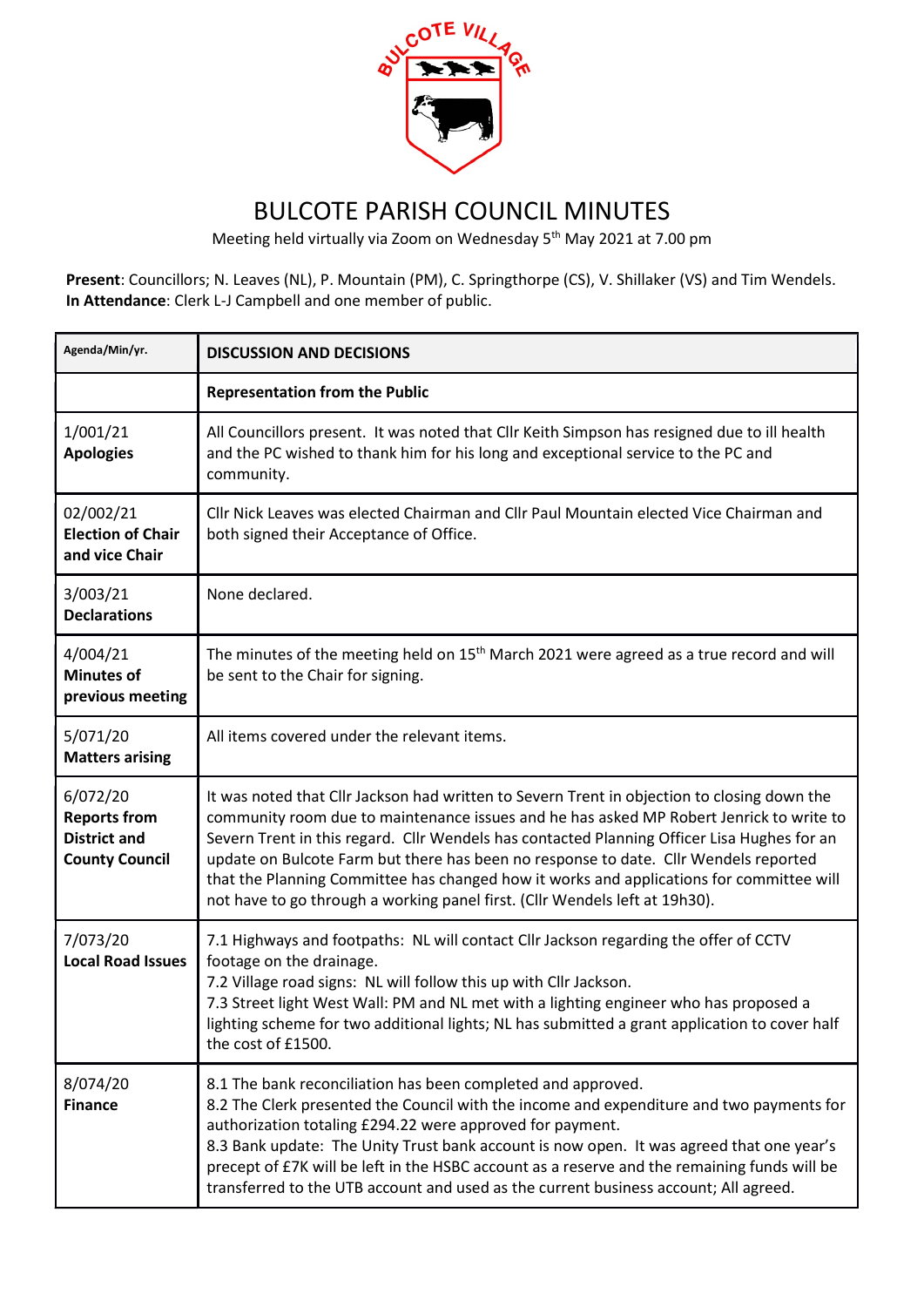# BULCOTE PARISH COUNCIL MINUTES

Meeting held virtually via Zoom on Wednesday 5th May 2021 at 7.00 pm

**Present**: Councillors; N. Leaves (NL), P. Mountain (PM), C. Springthorpe (CS), V. Shillaker (VS) and Tim Wendels.
**In Attendance**: Clerk L-J Campbell and one member of public.

| Agenda/Min/yr. | DISCUSSION AND DECISIONS |
|---|---|
| | **Representation from the Public** |
| 1/001/21 **Apologies** | All Councillors present. It was noted that Cllr Keith Simpson has resigned due to ill health and the PC wished to thank him for his long and exceptional service to the PC and community. |
| 02/002/21 **Election of Chair and vice Chair** | Cllr Nick Leaves was elected Chairman and Cllr Paul Mountain elected Vice Chairman and both signed their Acceptance of Office. |
| 3/003/21 **Declarations** | None declared. |
| 4/004/21 **Minutes of previous meeting** | The minutes of the meeting held on 15th March 2021 were agreed as a true record and will be sent to the Chair for signing. |
| 5/071/20 **Matters arising** | All items covered under the relevant items. |
| 6/072/20 **Reports from District and County Council** | It was noted that Cllr Jackson had written to Severn Trent in objection to closing down the community room due to maintenance issues and he has asked MP Robert Jenrick to write to Severn Trent in this regard. Cllr Wendels has contacted Planning Officer Lisa Hughes for an update on Bulcote Farm but there has been no response to date. Cllr Wendels reported that the Planning Committee has changed how it works and applications for committee will not have to go through a working panel first. (Cllr Wendels left at 19h30). |
| 7/073/20 **Local Road Issues** | 7.1 Highways and footpaths: NL will contact Cllr Jackson regarding the offer of CCTV footage on the drainage.<br>7.2 Village road signs: NL will follow this up with Cllr Jackson.<br>7.3 Street light West Wall: PM and NL met with a lighting engineer who has proposed a lighting scheme for two additional lights; NL has submitted a grant application to cover half the cost of £1500. |
| 8/074/20 **Finance** | 8.1 The bank reconciliation has been completed and approved.<br>8.2 The Clerk presented the Council with the income and expenditure and two payments for authorization totaling £294.22 were approved for payment.<br>8.3 Bank update: The Unity Trust bank account is now open. It was agreed that one year's precept of £7K will be left in the HSBC account as a reserve and the remaining funds will be transferred to the UTB account and used as the current business account; All agreed. |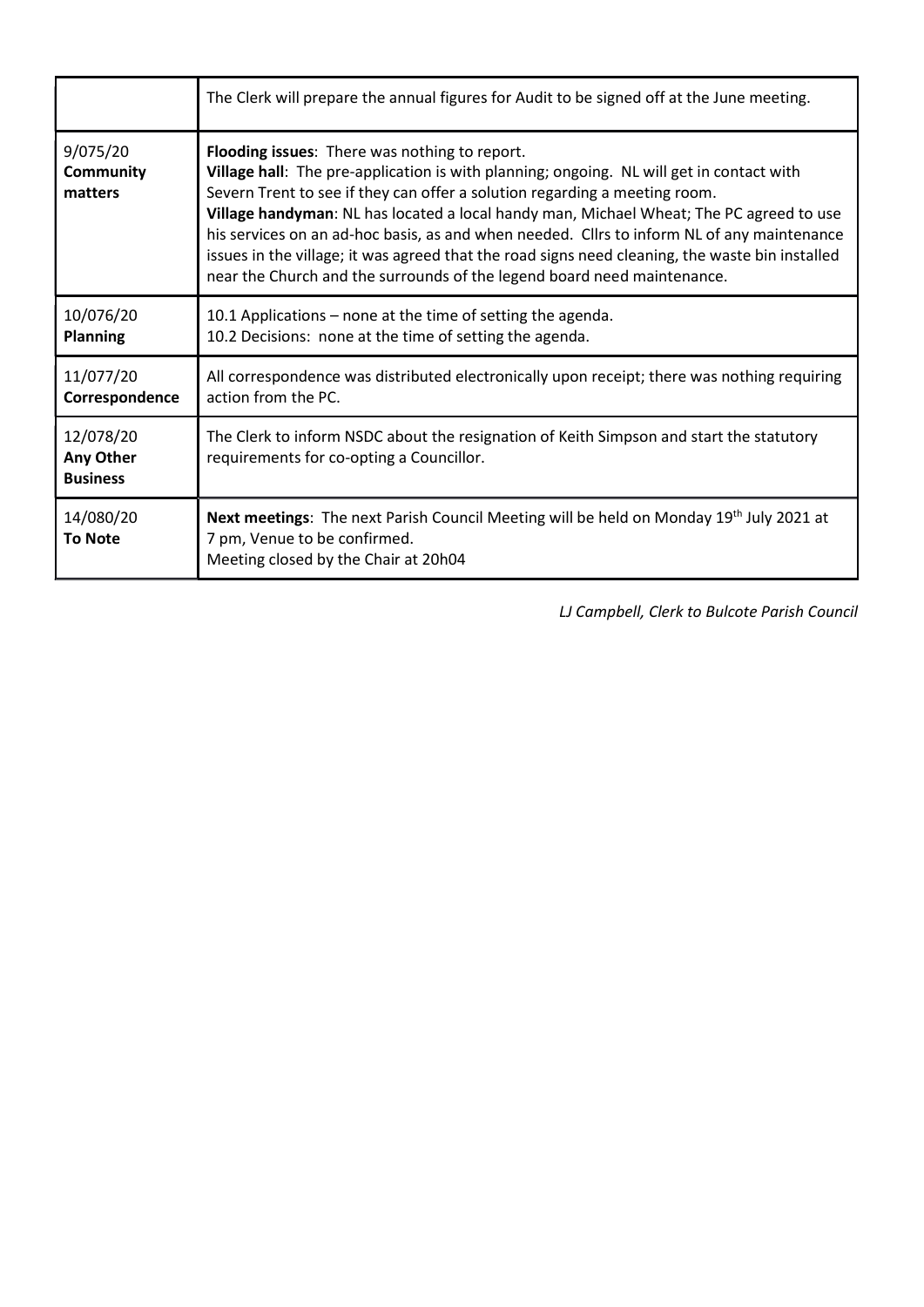| | |
|---|---|
| | The Clerk will prepare the annual figures for Audit to be signed off at the June meeting. |
| 9/075/20 **Community matters** | **Flooding issues**: There was nothing to report.<br>**Village hall**: The pre-application is with planning; ongoing. NL will get in contact with Severn Trent to see if they can offer a solution regarding a meeting room.<br>**Village handyman**: NL has located a local handy man, Michael Wheat; The PC agreed to use his services on an ad-hoc basis, as and when needed. Cllrs to inform NL of any maintenance issues in the village; it was agreed that the road signs need cleaning, the waste bin installed near the Church and the surrounds of the legend board need maintenance. |
| 10/076/20 **Planning** | 10.1 Applications – none at the time of setting the agenda.<br>10.2 Decisions: none at the time of setting the agenda. |
| 11/077/20 **Correspondence** | All correspondence was distributed electronically upon receipt; there was nothing requiring action from the PC. |
| 12/078/20 **Any Other Business** | The Clerk to inform NSDC about the resignation of Keith Simpson and start the statutory requirements for co-opting a Councillor. |
| 14/080/20 **To Note** | **Next meetings**: The next Parish Council Meeting will be held on Monday 19th July 2021 at 7 pm, Venue to be confirmed.<br>Meeting closed by the Chair at 20h04 |

*LJ Campbell, Clerk to Bulcote Parish Council*